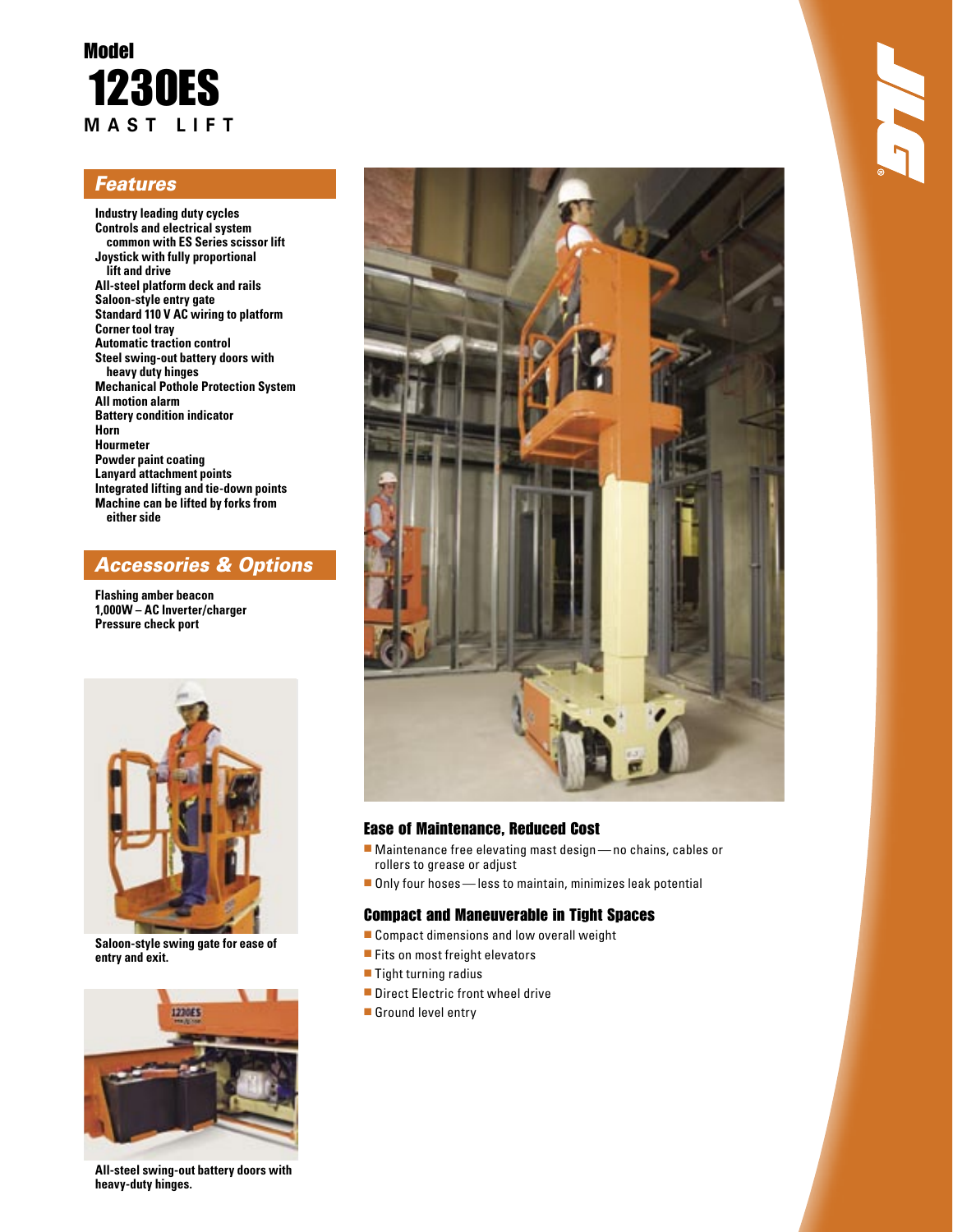# Model 1230ES
## MAST LIFT

## Features

- Industry leading duty cycles
- Controls and electrical system common with ES Series scissor lift
- Joystick with fully proportional lift and drive
- All-steel platform deck and rails
- Saloon-style entry gate
- Standard 110 V AC wiring to platform
- Corner tool tray
- Automatic traction control
- Steel swing-out battery doors with heavy duty hinges
- Mechanical Pothole Protection System
- All motion alarm
- Battery condition indicator
- Horn
- Hourmeter
- Powder paint coating
- Lanyard attachment points
- Integrated lifting and tie-down points
- Machine can be lifted by forks from either side

## Accessories & Options

- Flashing amber beacon
- 1,000W – AC Inverter/charger
- Pressure check port

Saloon-style swing gate for ease of entry and exit.

All-steel swing-out battery doors with heavy-duty hinges.

### Ease of Maintenance, Reduced Cost

- Maintenance free elevating mast design — no chains, cables or rollers to grease or adjust
- Only four hoses — less to maintain, minimizes leak potential

### Compact and Maneuverable in Tight Spaces

- Compact dimensions and low overall weight
- Fits on most freight elevators
- Tight turning radius
- Direct Electric front wheel drive
- Ground level entry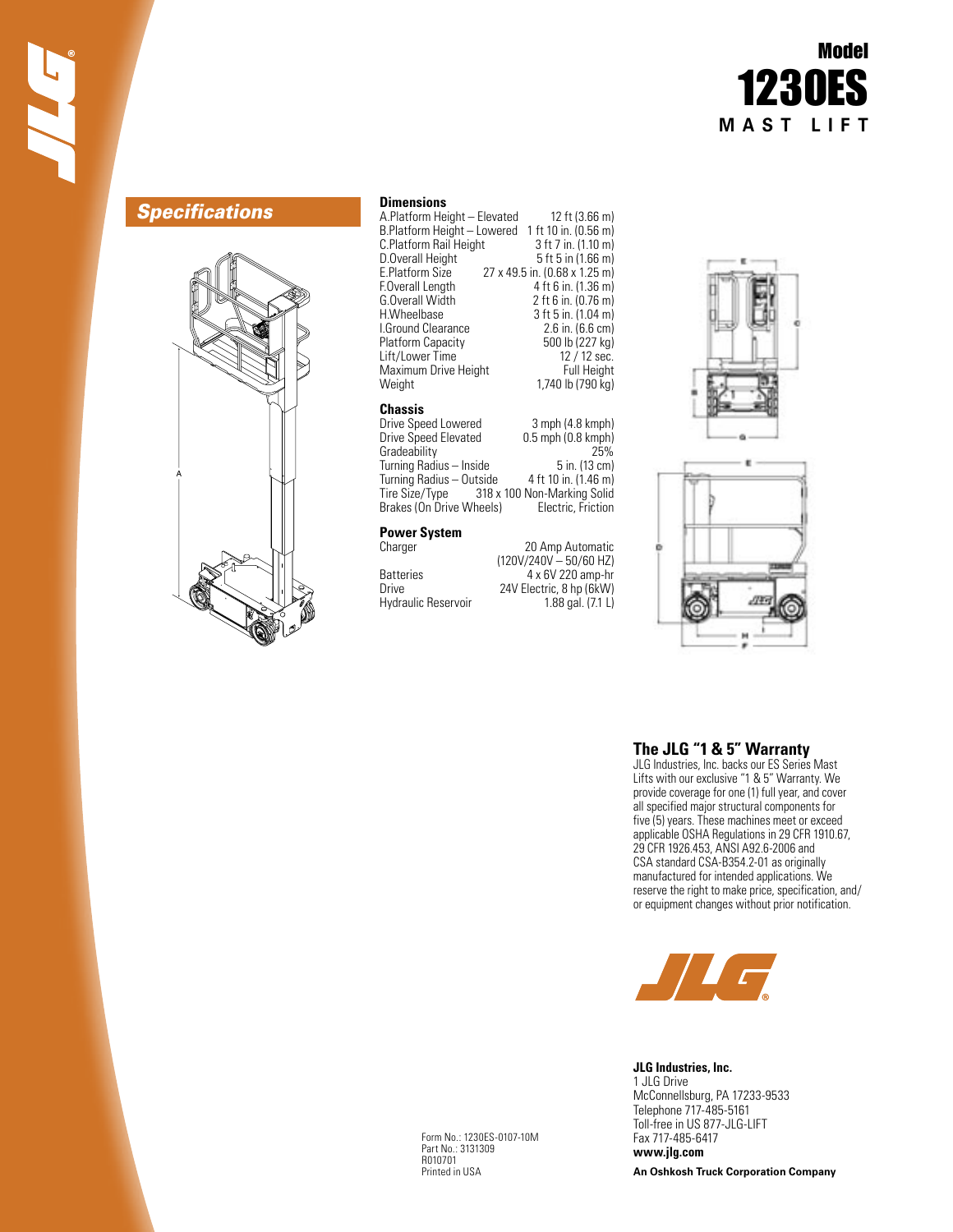Model
# 1230ES
MAST LIFT

## *Specifications*

### Dimensions

| | |
|---|---|
| A.Platform Height – Elevated | 12 ft (3.66 m) |
| B.Platform Height – Lowered | 1 ft 10 in. (0.56 m) |
| C.Platform Rail Height | 3 ft 7 in. (1.10 m) |
| D.Overall Height | 5 ft 5 in (1.66 m) |
| E.Platform Size | 27 x 49.5 in. (0.68 x 1.25 m) |
| F.Overall Length | 4 ft 6 in. (1.36 m) |
| G.Overall Width | 2 ft 6 in. (0.76 m) |
| H.Wheelbase | 3 ft 5 in. (1.04 m) |
| I.Ground Clearance | 2.6 in. (6.6 cm) |
| Platform Capacity | 500 lb (227 kg) |
| Lift/Lower Time | 12 / 12 sec. |
| Maximum Drive Height | Full Height |
| Weight | 1,740 lb (790 kg) |

### Chassis

| | |
|---|---|
| Drive Speed Lowered | 3 mph (4.8 kmph) |
| Drive Speed Elevated | 0.5 mph (0.8 kmph) |
| Gradeability | 25% |
| Turning Radius – Inside | 5 in. (13 cm) |
| Turning Radius – Outside | 4 ft 10 in. (1.46 m) |
| Tire Size/Type | 318 x 100 Non-Marking Solid |
| Brakes (On Drive Wheels) | Electric, Friction |

### Power System

| | |
|---|---|
| Charger | 20 Amp Automatic (120V/240V – 50/60 HZ) |
| Batteries | 4 x 6V 220 amp-hr |
| Drive | 24V Electric, 8 hp (6kW) |
| Hydraulic Reservoir | 1.88 gal. (7.1 L) |

### The JLG "1 & 5" Warranty

JLG Industries, Inc. backs our ES Series Mast Lifts with our exclusive "1 & 5" Warranty. We provide coverage for one (1) full year, and cover all specified major structural components for five (5) years. These machines meet or exceed applicable OSHA Regulations in 29 CFR 1910.67, 29 CFR 1926.453, ANSI A92.6-2006 and CSA standard CSA-B354.2-01 as originally manufactured for intended applications. We reserve the right to make price, specification, and/or equipment changes without prior notification.

Form No.: 1230ES-0107-10M
Part No.: 3131309
R010701
Printed in USA

**JLG Industries, Inc.**
1 JLG Drive
McConnellsburg, PA 17233-9533
Telephone 717-485-5161
Toll-free in US 877-JLG-LIFT
Fax 717-485-6417
**www.jlg.com**

**An Oshkosh Truck Corporation Company**